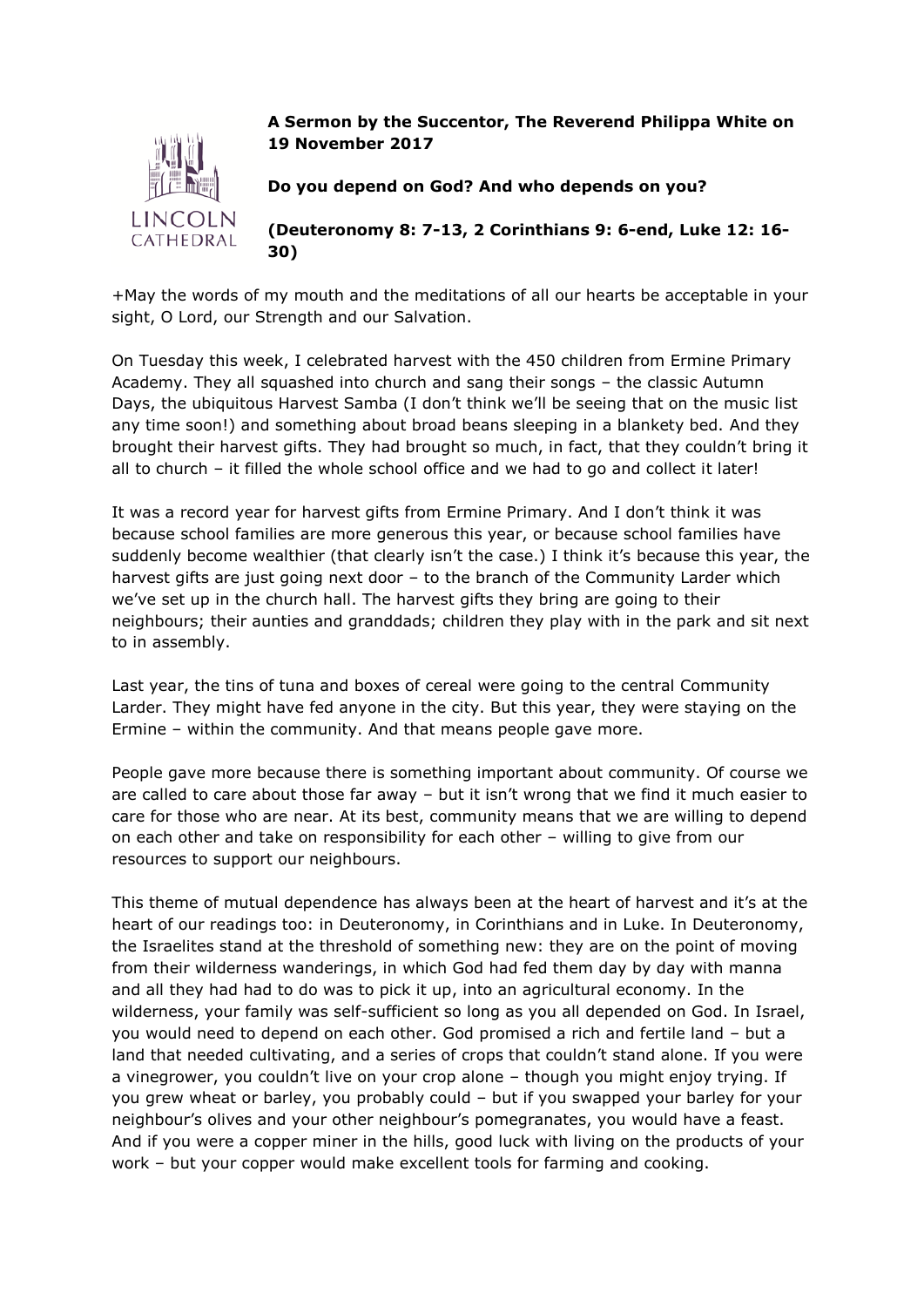**A Sermon by the Succentor, The Reverend Philippa White on 19 November 2017**

**Do you depend on God? And who depends on you?**

**(Deuteronomy 8: 7-13, 2 Corinthians 9: 6-end, Luke 12: 16-30)**

+May the words of my mouth and the meditations of all our hearts be acceptable in your sight, O Lord, our Strength and our Salvation.

On Tuesday this week, I celebrated harvest with the 450 children from Ermine Primary Academy. They all squashed into church and sang their songs – the classic Autumn Days, the ubiquitous Harvest Samba (I don't think we'll be seeing that on the music list any time soon!) and something about broad beans sleeping in a blankety bed. And they brought their harvest gifts. They had brought so much, in fact, that they couldn't bring it all to church – it filled the whole school office and we had to go and collect it later!

It was a record year for harvest gifts from Ermine Primary. And I don't think it was because school families are more generous this year, or because school families have suddenly become wealthier (that clearly isn't the case.) I think it's because this year, the harvest gifts are just going next door – to the branch of the Community Larder which we've set up in the church hall. The harvest gifts they bring are going to their neighbours; their aunties and granddads; children they play with in the park and sit next to in assembly.

Last year, the tins of tuna and boxes of cereal were going to the central Community Larder. They might have fed anyone in the city. But this year, they were staying on the Ermine – within the community. And that means people gave more.

People gave more because there is something important about community. Of course we are called to care about those far away – but it isn't wrong that we find it much easier to care for those who are near. At its best, community means that we are willing to depend on each other and take on responsibility for each other – willing to give from our resources to support our neighbours.

This theme of mutual dependence has always been at the heart of harvest and it's at the heart of our readings too: in Deuteronomy, in Corinthians and in Luke. In Deuteronomy, the Israelites stand at the threshold of something new: they are on the point of moving from their wilderness wanderings, in which God had fed them day by day with manna and all they had had to do was to pick it up, into an agricultural economy. In the wilderness, your family was self-sufficient so long as you all depended on God. In Israel, you would need to depend on each other. God promised a rich and fertile land – but a land that needed cultivating, and a series of crops that couldn't stand alone. If you were a vinegrower, you couldn't live on your crop alone – though you might enjoy trying. If you grew wheat or barley, you probably could – but if you swapped your barley for your neighbour's olives and your other neighbour's pomegranates, you would have a feast. And if you were a copper miner in the hills, good luck with living on the products of your work – but your copper would make excellent tools for farming and cooking.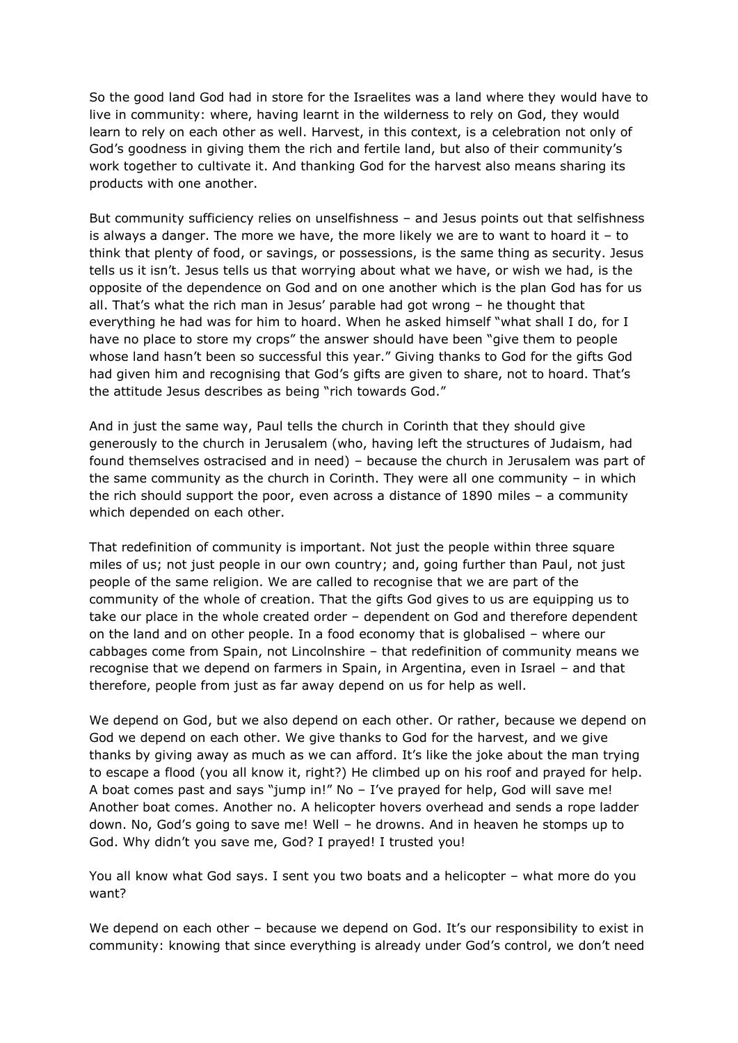So the good land God had in store for the Israelites was a land where they would have to live in community: where, having learnt in the wilderness to rely on God, they would learn to rely on each other as well. Harvest, in this context, is a celebration not only of God's goodness in giving them the rich and fertile land, but also of their community's work together to cultivate it. And thanking God for the harvest also means sharing its products with one another.

But community sufficiency relies on unselfishness – and Jesus points out that selfishness is always a danger. The more we have, the more likely we are to want to hoard it – to think that plenty of food, or savings, or possessions, is the same thing as security. Jesus tells us it isn't. Jesus tells us that worrying about what we have, or wish we had, is the opposite of the dependence on God and on one another which is the plan God has for us all. That's what the rich man in Jesus' parable had got wrong – he thought that everything he had was for him to hoard. When he asked himself "what shall I do, for I have no place to store my crops" the answer should have been "give them to people whose land hasn't been so successful this year." Giving thanks to God for the gifts God had given him and recognising that God's gifts are given to share, not to hoard. That's the attitude Jesus describes as being "rich towards God."

And in just the same way, Paul tells the church in Corinth that they should give generously to the church in Jerusalem (who, having left the structures of Judaism, had found themselves ostracised and in need) – because the church in Jerusalem was part of the same community as the church in Corinth. They were all one community – in which the rich should support the poor, even across a distance of 1890 miles – a community which depended on each other.

That redefinition of community is important. Not just the people within three square miles of us; not just people in our own country; and, going further than Paul, not just people of the same religion. We are called to recognise that we are part of the community of the whole of creation. That the gifts God gives to us are equipping us to take our place in the whole created order – dependent on God and therefore dependent on the land and on other people. In a food economy that is globalised – where our cabbages come from Spain, not Lincolnshire – that redefinition of community means we recognise that we depend on farmers in Spain, in Argentina, even in Israel – and that therefore, people from just as far away depend on us for help as well.

We depend on God, but we also depend on each other. Or rather, because we depend on God we depend on each other. We give thanks to God for the harvest, and we give thanks by giving away as much as we can afford. It's like the joke about the man trying to escape a flood (you all know it, right?) He climbed up on his roof and prayed for help. A boat comes past and says "jump in!" No – I've prayed for help, God will save me! Another boat comes. Another no. A helicopter hovers overhead and sends a rope ladder down. No, God's going to save me! Well – he drowns. And in heaven he stomps up to God. Why didn't you save me, God? I prayed! I trusted you!

You all know what God says. I sent you two boats and a helicopter – what more do you want?

We depend on each other – because we depend on God. It's our responsibility to exist in community: knowing that since everything is already under God's control, we don't need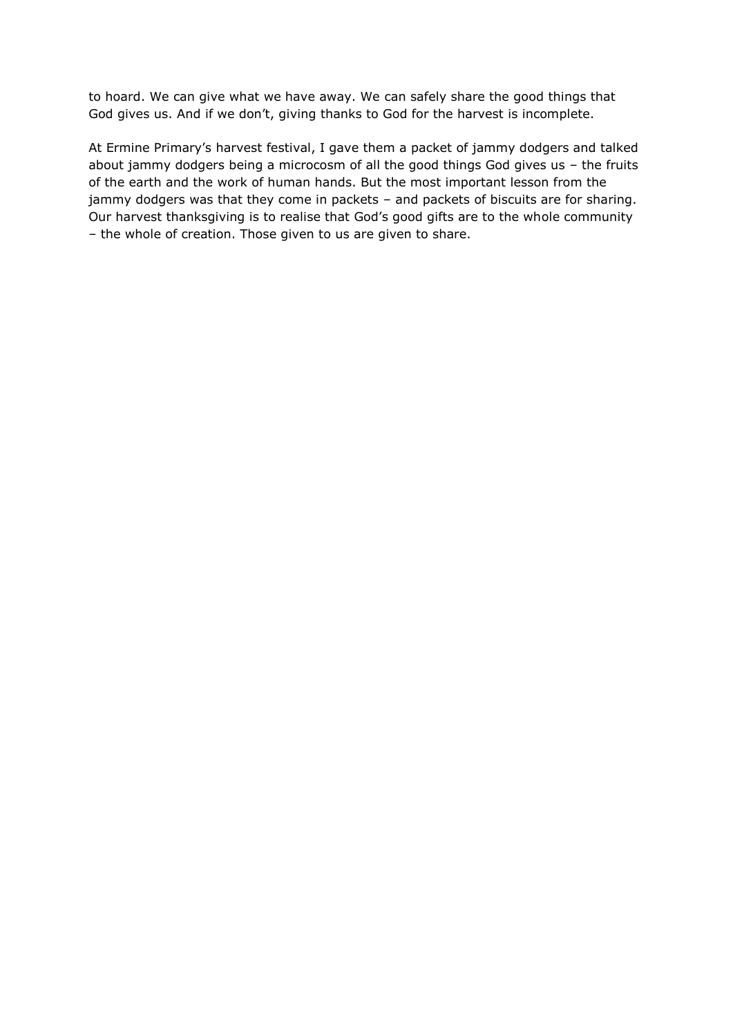to hoard. We can give what we have away. We can safely share the good things that God gives us. And if we don't, giving thanks to God for the harvest is incomplete.

At Ermine Primary's harvest festival, I gave them a packet of jammy dodgers and talked about jammy dodgers being a microcosm of all the good things God gives us – the fruits of the earth and the work of human hands. But the most important lesson from the jammy dodgers was that they come in packets – and packets of biscuits are for sharing. Our harvest thanksgiving is to realise that God's good gifts are to the whole community – the whole of creation. Those given to us are given to share.